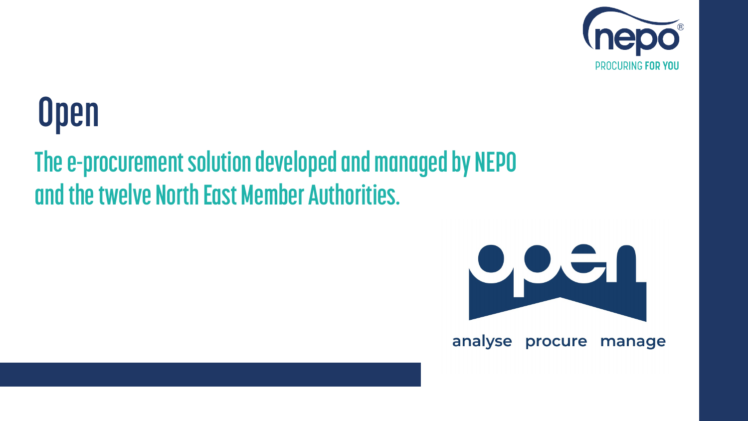# Open

## The e-procurement solution developed and managed by NEPO and the twelve North East Member Authorities.

analyse procure manage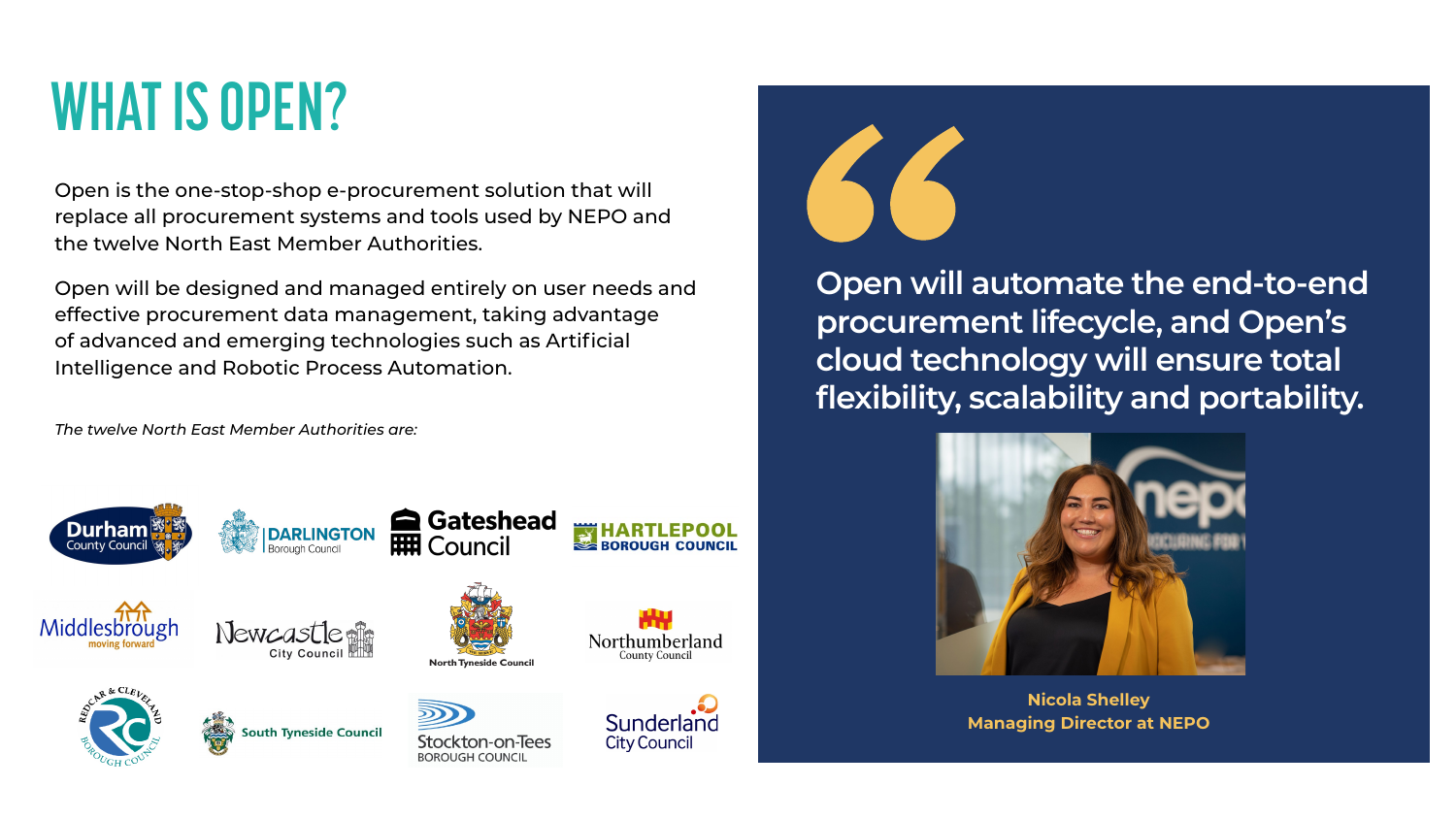# WHAT IS OPEN?

Open is the one-stop-shop e-procurement solution that will replace all procurement systems and tools used by NEPO and the twelve North East Member Authorities.

Open will be designed and managed entirely on user needs and effective procurement data management, taking advantage of advanced and emerging technologies such as Artificial Intelligence and Robotic Process Automation.

*The twelve North East Member Authorities are:*

- Durham County Council
- Darlington Borough Council
- Gateshead Council
- Hartlepool Borough Council
- Middlesbrough
- Newcastle City Council
- North Tyneside Council
- Northumberland County Council
- Redcar & Cleveland Borough Council
- South Tyneside Council
- Stockton-on-Tees Borough Council
- Sunderland City Council

> **Open will automate the end-to-end procurement lifecycle, and Open's cloud technology will ensure total flexibility, scalability and portability.**

**Nicola Shelley**
**Managing Director at NEPO**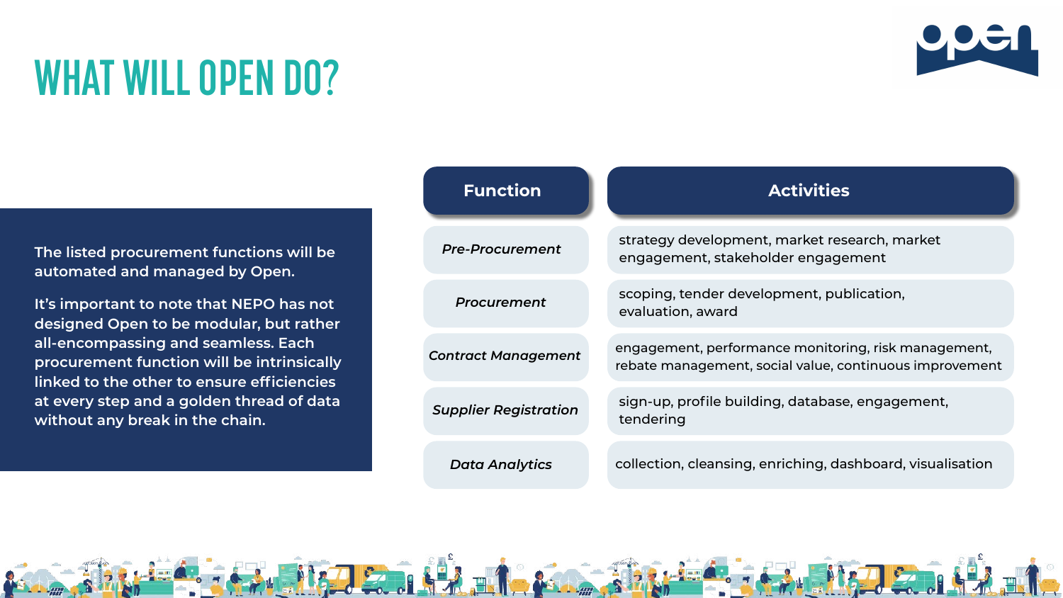# WHAT WILL OPEN DO?

The listed procurement functions will be automated and managed by Open.

It's important to note that NEPO has not designed Open to be modular, but rather all-encompassing and seamless. Each procurement function will be intrinsically linked to the other to ensure efficiencies at every step and a golden thread of data without any break in the chain.

| Function | Activities |
| --- | --- |
| *Pre-Procurement* | strategy development, market research, market engagement, stakeholder engagement |
| *Procurement* | scoping, tender development, publication, evaluation, award |
| *Contract Management* | engagement, performance monitoring, risk management, rebate management, social value, continuous improvement |
| *Supplier Registration* | sign-up, profile building, database, engagement, tendering |
| *Data Analytics* | collection, cleansing, enriching, dashboard, visualisation |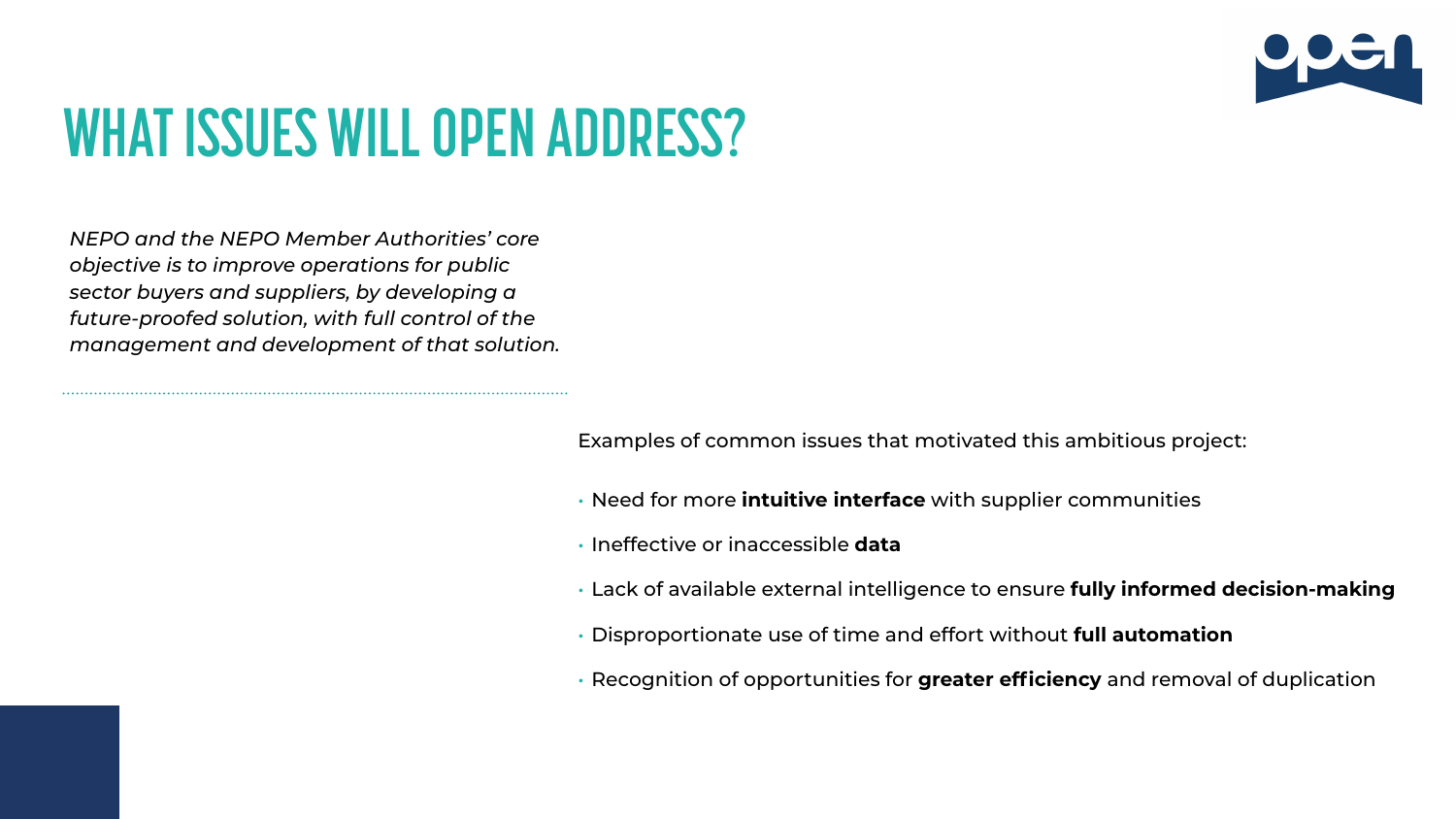# WHAT ISSUES WILL OPEN ADDRESS?

*NEPO and the NEPO Member Authorities' core objective is to improve operations for public sector buyers and suppliers, by developing a future-proofed solution, with full control of the management and development of that solution.*

Examples of common issues that motivated this ambitious project:

- Need for more **intuitive interface** with supplier communities
- Ineffective or inaccessible **data**
- Lack of available external intelligence to ensure **fully informed decision-making**
- Disproportionate use of time and effort without **full automation**
- Recognition of opportunities for **greater efficiency** and removal of duplication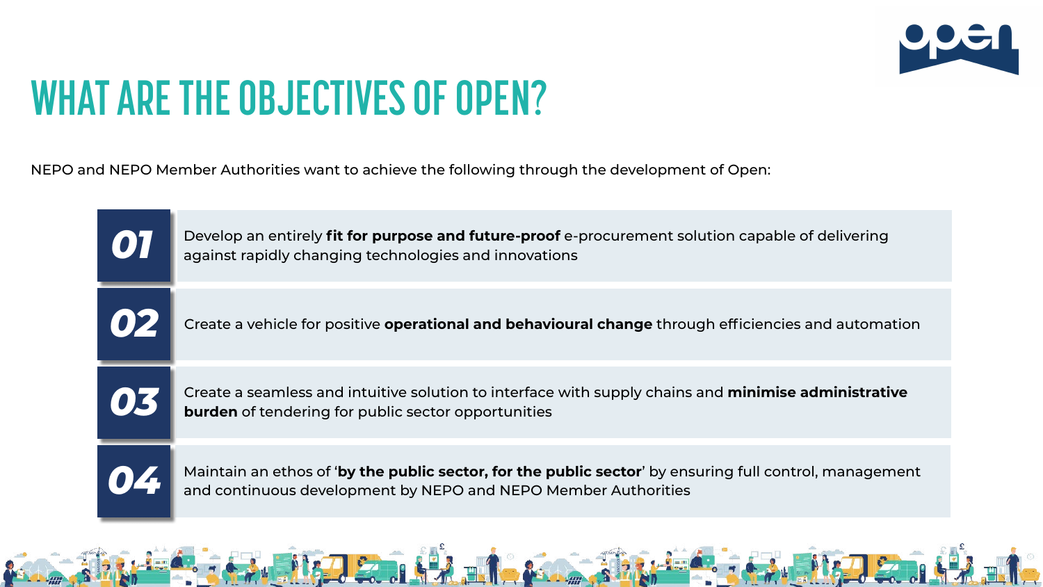# WHAT ARE THE OBJECTIVES OF OPEN?

NEPO and NEPO Member Authorities want to achieve the following through the development of Open:

**01** Develop an entirely **fit for purpose and future-proof** e-procurement solution capable of delivering against rapidly changing technologies and innovations

**02** Create a vehicle for positive **operational and behavioural change** through efficiencies and automation

**03** Create a seamless and intuitive solution to interface with supply chains and **minimise administrative burden** of tendering for public sector opportunities

**04** Maintain an ethos of '**by the public sector, for the public sector**' by ensuring full control, management and continuous development by NEPO and NEPO Member Authorities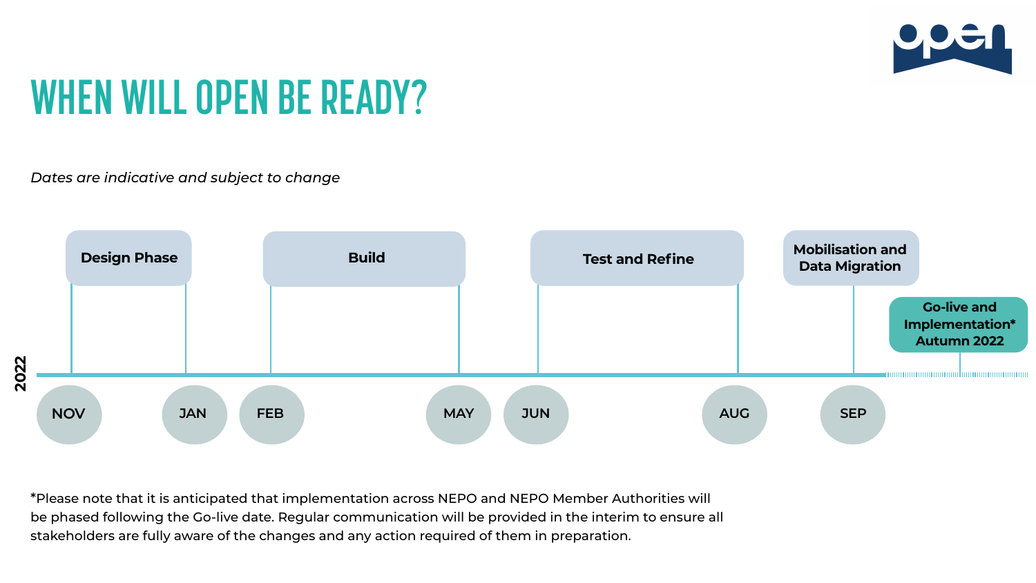# WHEN WILL OPEN BE READY?

*Dates are indicative and subject to change*

| Phase | Timing |
| --- | --- |
| Design Phase | NOV – JAN |
| Build | FEB – MAY |
| Test and Refine | JUN – AUG |
| Mobilisation and Data Migration | SEP |
| Go-live and Implementation* | Autumn 2022 |

2022

*Please note that it is anticipated that implementation across NEPO and NEPO Member Authorities will be phased following the Go-live date. Regular communication will be provided in the interim to ensure all stakeholders are fully aware of the changes and any action required of them in preparation.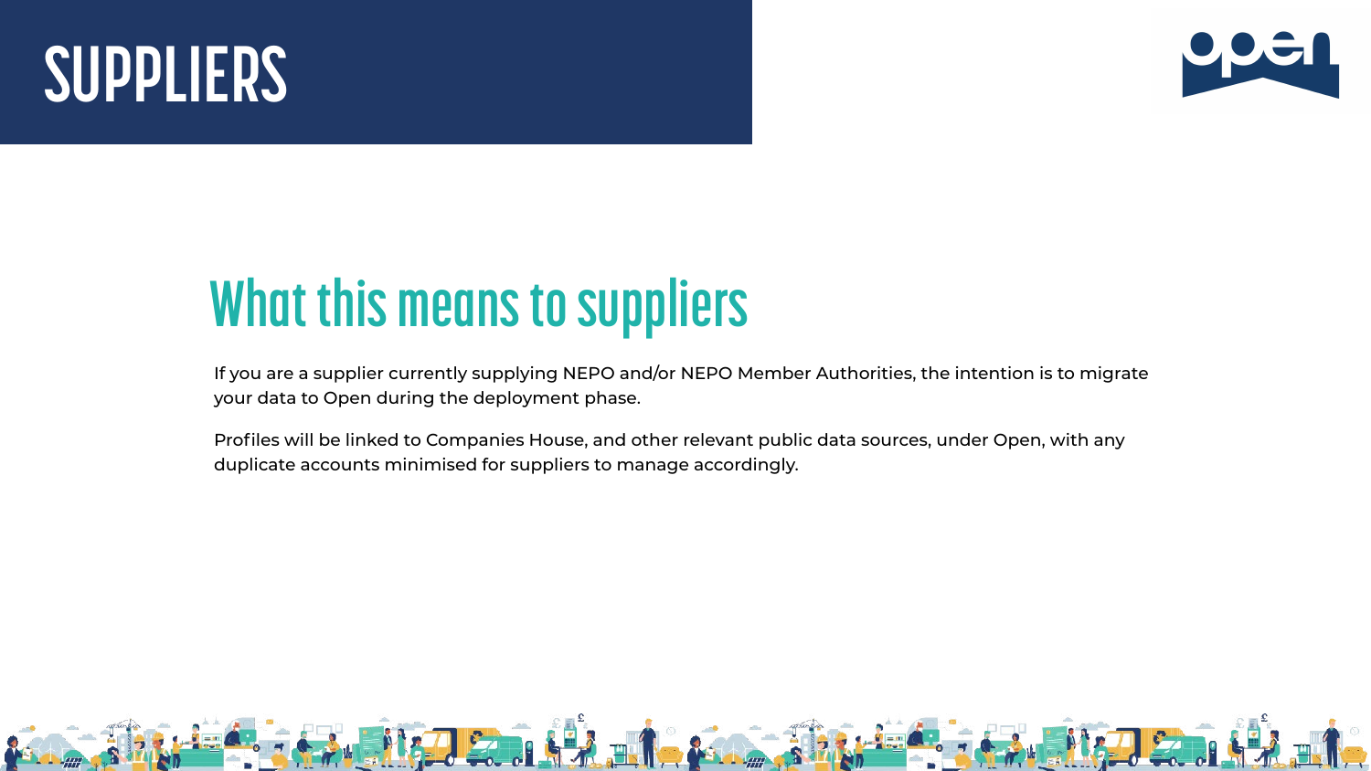# SUPPLIERS

## What this means to suppliers

If you are a supplier currently supplying NEPO and/or NEPO Member Authorities, the intention is to migrate your data to Open during the deployment phase.

Profiles will be linked to Companies House, and other relevant public data sources, under Open, with any duplicate accounts minimised for suppliers to manage accordingly.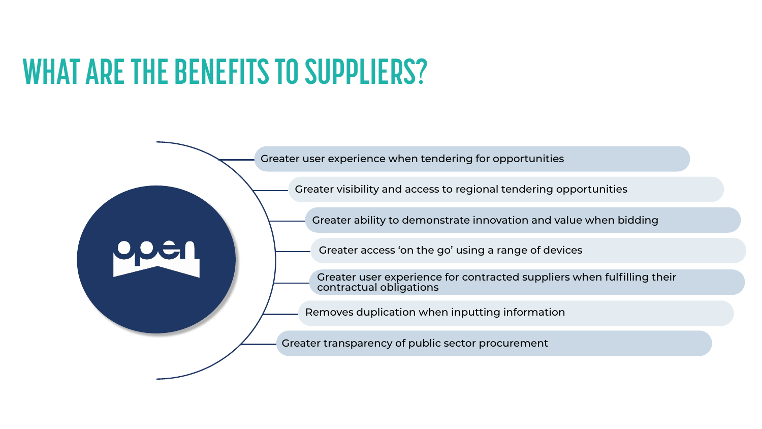# WHAT ARE THE BENEFITS TO SUPPLIERS?

- Greater user experience when tendering for opportunities
- Greater visibility and access to regional tendering opportunities
- Greater ability to demonstrate innovation and value when bidding
- Greater access 'on the go' using a range of devices
- Greater user experience for contracted suppliers when fulfilling their contractual obligations
- Removes duplication when inputting information
- Greater transparency of public sector procurement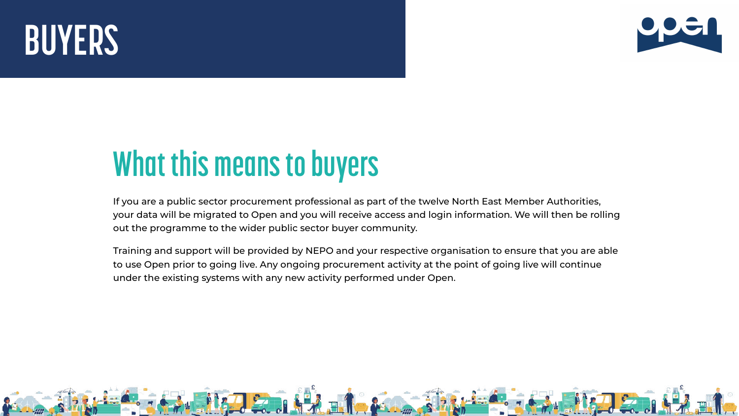# BUYERS

## What this means to buyers

If you are a public sector procurement professional as part of the twelve North East Member Authorities, your data will be migrated to Open and you will receive access and login information. We will then be rolling out the programme to the wider public sector buyer community.

Training and support will be provided by NEPO and your respective organisation to ensure that you are able to use Open prior to going live. Any ongoing procurement activity at the point of going live will continue under the existing systems with any new activity performed under Open.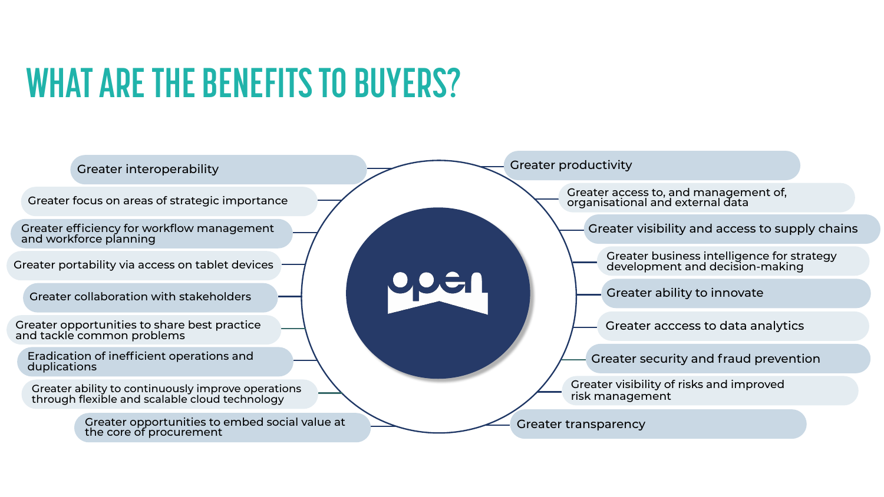# WHAT ARE THE BENEFITS TO BUYERS?

open

- Greater interoperability
- Greater focus on areas of strategic importance
- Greater efficiency for workflow management and workforce planning
- Greater portability via access on tablet devices
- Greater collaboration with stakeholders
- Greater opportunities to share best practice and tackle common problems
- Eradication of inefficient operations and duplications
- Greater ability to continuously improve operations through flexible and scalable cloud technology
- Greater opportunities to embed social value at the core of procurement
- Greater productivity
- Greater access to, and management of, organisational and external data
- Greater visibility and access to supply chains
- Greater business intelligence for strategy development and decision-making
- Greater ability to innovate
- Greater acccess to data analytics
- Greater security and fraud prevention
- Greater visibility of risks and improved risk management
- Greater transparency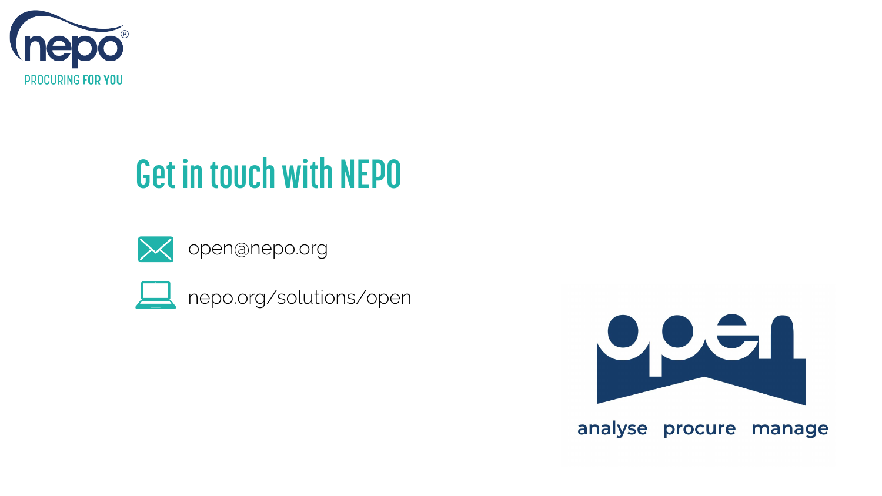# Get in touch with NEPO

open@nepo.org

nepo.org/solutions/open

analyse procure manage